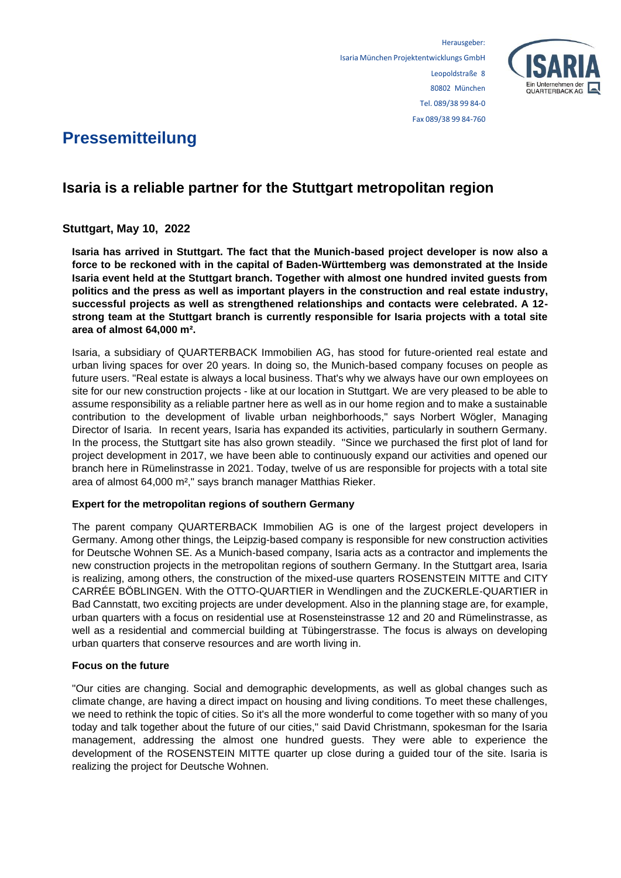Herausgeber:
Isaria München Projektentwicklungs GmbH
Leopoldstraße 8
80802 München
Tel. 089/38 99 84-0
Fax 089/38 99 84-760

# Pressemitteilung

## Isaria is a reliable partner for the Stuttgart metropolitan region

**Stuttgart, May 10, 2022**

**Isaria has arrived in Stuttgart. The fact that the Munich-based project developer is now also a force to be reckoned with in the capital of Baden-Württemberg was demonstrated at the Inside Isaria event held at the Stuttgart branch. Together with almost one hundred invited guests from politics and the press as well as important players in the construction and real estate industry, successful projects as well as strengthened relationships and contacts were celebrated. A 12-strong team at the Stuttgart branch is currently responsible for Isaria projects with a total site area of almost 64,000 m².**

Isaria, a subsidiary of QUARTERBACK Immobilien AG, has stood for future-oriented real estate and urban living spaces for over 20 years. In doing so, the Munich-based company focuses on people as future users. "Real estate is always a local business. That's why we always have our own employees on site for our new construction projects - like at our location in Stuttgart. We are very pleased to be able to assume responsibility as a reliable partner here as well as in our home region and to make a sustainable contribution to the development of livable urban neighborhoods," says Norbert Wögler, Managing Director of Isaria. In recent years, Isaria has expanded its activities, particularly in southern Germany. In the process, the Stuttgart site has also grown steadily. "Since we purchased the first plot of land for project development in 2017, we have been able to continuously expand our activities and opened our branch here in Rümelinstrasse in 2021. Today, twelve of us are responsible for projects with a total site area of almost 64,000 m²," says branch manager Matthias Rieker.

### Expert for the metropolitan regions of southern Germany

The parent company QUARTERBACK Immobilien AG is one of the largest project developers in Germany. Among other things, the Leipzig-based company is responsible for new construction activities for Deutsche Wohnen SE. As a Munich-based company, Isaria acts as a contractor and implements the new construction projects in the metropolitan regions of southern Germany. In the Stuttgart area, Isaria is realizing, among others, the construction of the mixed-use quarters ROSENSTEIN MITTE and CITY CARRÉE BÖBLINGEN. With the OTTO-QUARTIER in Wendlingen and the ZUCKERLE-QUARTIER in Bad Cannstatt, two exciting projects are under development. Also in the planning stage are, for example, urban quarters with a focus on residential use at Rosensteinstrasse 12 and 20 and Rümelinstrasse, as well as a residential and commercial building at Tübingerstrasse. The focus is always on developing urban quarters that conserve resources and are worth living in.

### Focus on the future

"Our cities are changing. Social and demographic developments, as well as global changes such as climate change, are having a direct impact on housing and living conditions. To meet these challenges, we need to rethink the topic of cities. So it's all the more wonderful to come together with so many of you today and talk together about the future of our cities," said David Christmann, spokesman for the Isaria management, addressing the almost one hundred guests. They were able to experience the development of the ROSENSTEIN MITTE quarter up close during a guided tour of the site. Isaria is realizing the project for Deutsche Wohnen.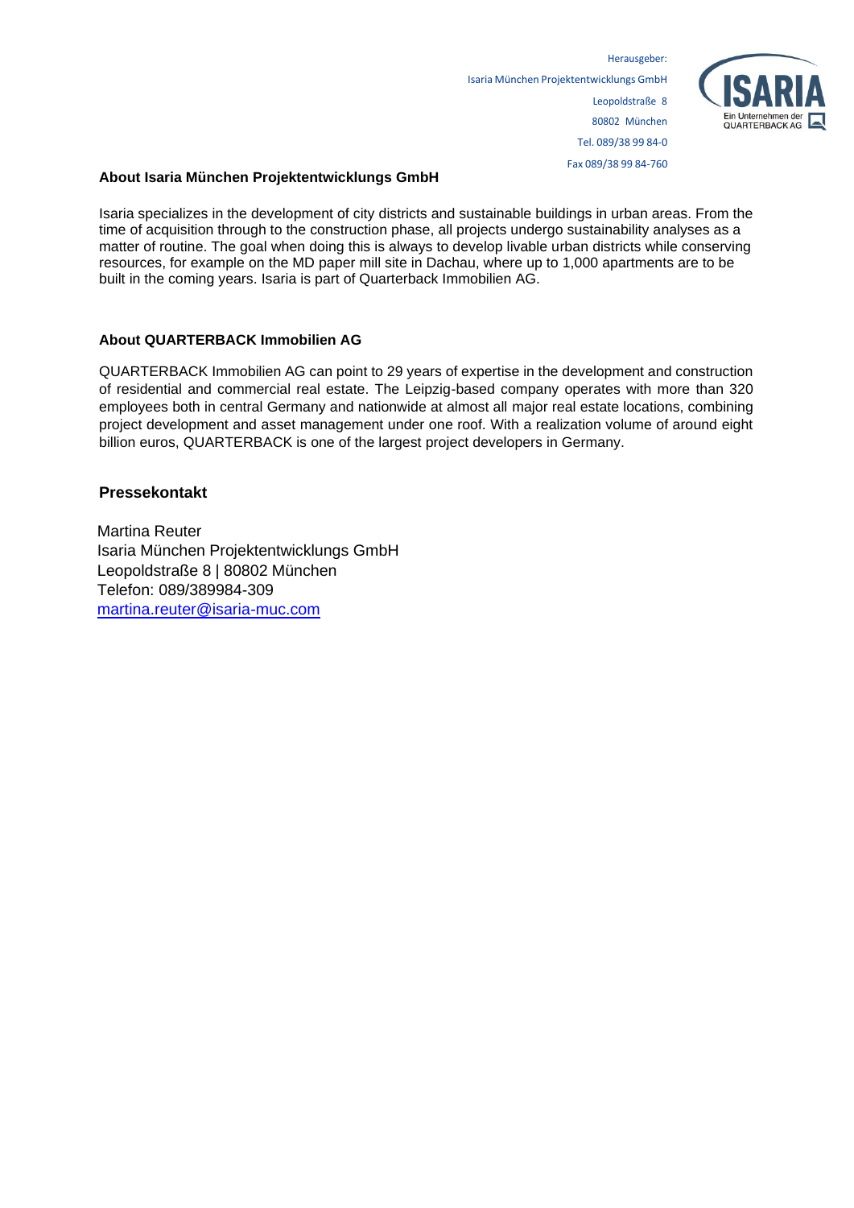Herausgeber:
Isaria München Projektentwicklungs GmbH
Leopoldstraße 8
80802 München
Tel. 089/38 99 84-0
Fax 089/38 99 84-760

**About Isaria München Projektentwicklungs GmbH**

Isaria specializes in the development of city districts and sustainable buildings in urban areas. From the time of acquisition through to the construction phase, all projects undergo sustainability analyses as a matter of routine. The goal when doing this is always to develop livable urban districts while conserving resources, for example on the MD paper mill site in Dachau, where up to 1,000 apartments are to be built in the coming years. Isaria is part of Quarterback Immobilien AG.

**About QUARTERBACK Immobilien AG**

QUARTERBACK Immobilien AG can point to 29 years of expertise in the development and construction of residential and commercial real estate. The Leipzig-based company operates with more than 320 employees both in central Germany and nationwide at almost all major real estate locations, combining project development and asset management under one roof. With a realization volume of around eight billion euros, QUARTERBACK is one of the largest project developers in Germany.

**Pressekontakt**

Martina Reuter
Isaria München Projektentwicklungs GmbH
Leopoldstraße 8 | 80802 München
Telefon: 089/389984-309
martina.reuter@isaria-muc.com